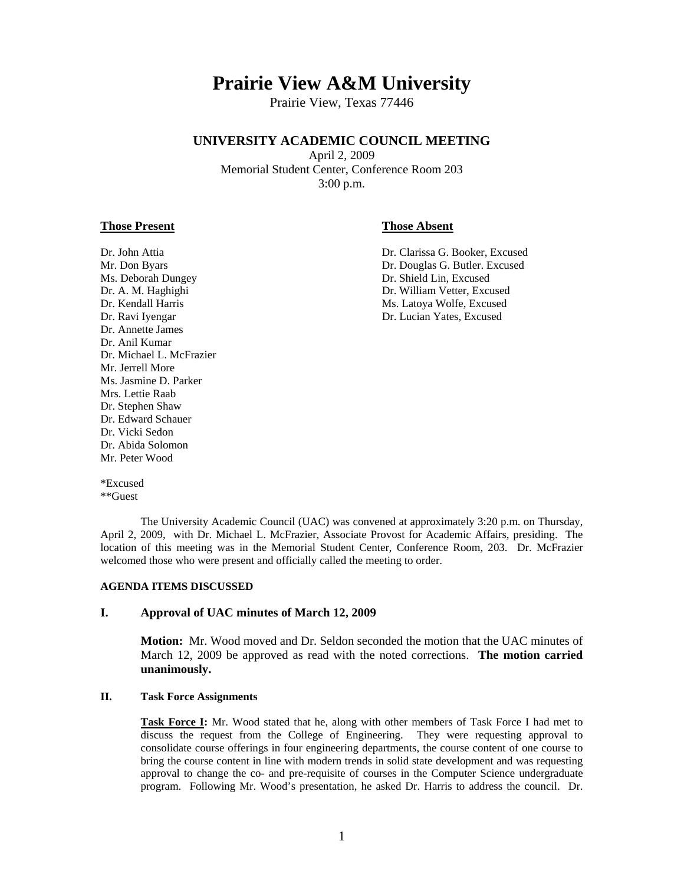# Prairie View A&M University

Prairie View, Texas 77446

## UNIVERSITY ACADEMIC COUNCIL MEETING

April 2, 2009
Memorial Student Center, Conference Room 203
3:00 p.m.

**Those Present**

Dr. John Attia
Mr. Don Byars
Ms. Deborah Dungey
Dr. A. M. Haghighi
Dr. Kendall Harris
Dr. Ravi Iyengar
Dr. Annette James
Dr. Anil Kumar
Dr. Michael L. McFrazier
Mr. Jerrell More
Ms. Jasmine D. Parker
Mrs. Lettie Raab
Dr. Stephen Shaw
Dr. Edward Schauer
Dr. Vicki Sedon
Dr. Abida Solomon
Mr. Peter Wood

**Those Absent**

Dr. Clarissa G. Booker, Excused
Dr. Douglas G. Butler. Excused
Dr. Shield Lin, Excused
Dr. William Vetter, Excused
Ms. Latoya Wolfe, Excused
Dr. Lucian Yates, Excused

*Excused
**Guest

The University Academic Council (UAC) was convened at approximately 3:20 p.m. on Thursday, April 2, 2009, with Dr. Michael L. McFrazier, Associate Provost for Academic Affairs, presiding. The location of this meeting was in the Memorial Student Center, Conference Room, 203. Dr. McFrazier welcomed those who were present and officially called the meeting to order.

**AGENDA ITEMS DISCUSSED**

### I. Approval of UAC minutes of March 12, 2009

**Motion:** Mr. Wood moved and Dr. Seldon seconded the motion that the UAC minutes of March 12, 2009 be approved as read with the noted corrections. **The motion carried unanimously.**

### II. Task Force Assignments

**Task Force I:** Mr. Wood stated that he, along with other members of Task Force I had met to discuss the request from the College of Engineering. They were requesting approval to consolidate course offerings in four engineering departments, the course content of one course to bring the course content in line with modern trends in solid state development and was requesting approval to change the co- and pre-requisite of courses in the Computer Science undergraduate program. Following Mr. Wood's presentation, he asked Dr. Harris to address the council. Dr.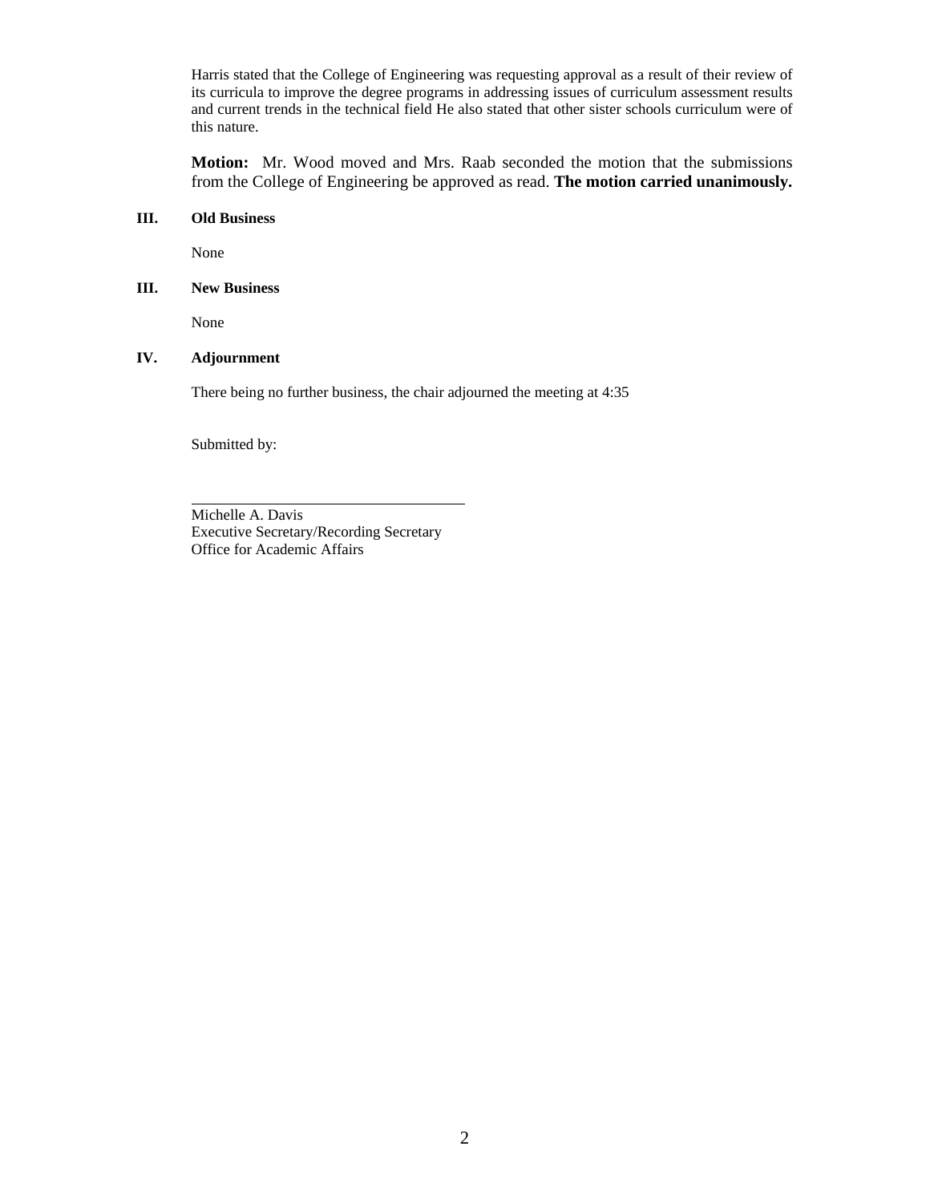Harris stated that the College of Engineering was requesting approval as a result of their review of its curricula to improve the degree programs in addressing issues of curriculum assessment results and current trends in the technical field He also stated that other sister schools curriculum were of this nature.

**Motion:** Mr. Wood moved and Mrs. Raab seconded the motion that the submissions from the College of Engineering be approved as read. **The motion carried unanimously.**

**III. Old Business**

None

**III. New Business**

None

**IV. Adjournment**

There being no further business, the chair adjourned the meeting at 4:35

Submitted by:

\_\_\_\_\_\_\_\_\_\_\_\_\_\_\_\_\_\_\_\_\_\_\_\_\_\_\_\_\_\_\_\_\_\_\_\_

Michelle A. Davis
Executive Secretary/Recording Secretary
Office for Academic Affairs